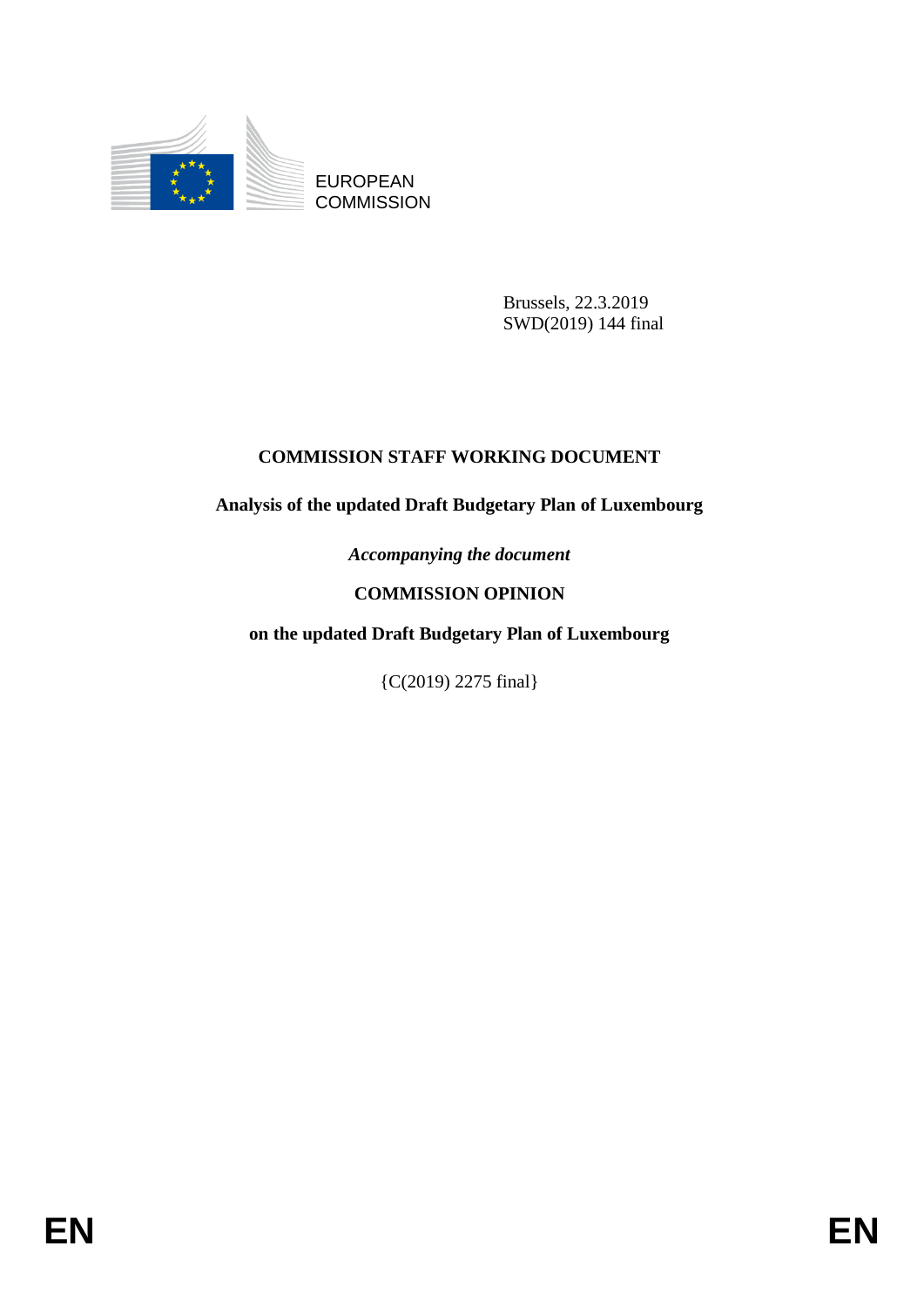EUROPEAN COMMISSION

Brussels, 22.3.2019
SWD(2019) 144 final

# COMMISSION STAFF WORKING DOCUMENT

**Analysis of the updated Draft Budgetary Plan of Luxembourg**

*Accompanying the document*

**COMMISSION OPINION**

**on the updated Draft Budgetary Plan of Luxembourg**

{C(2019) 2275 final}

EN EN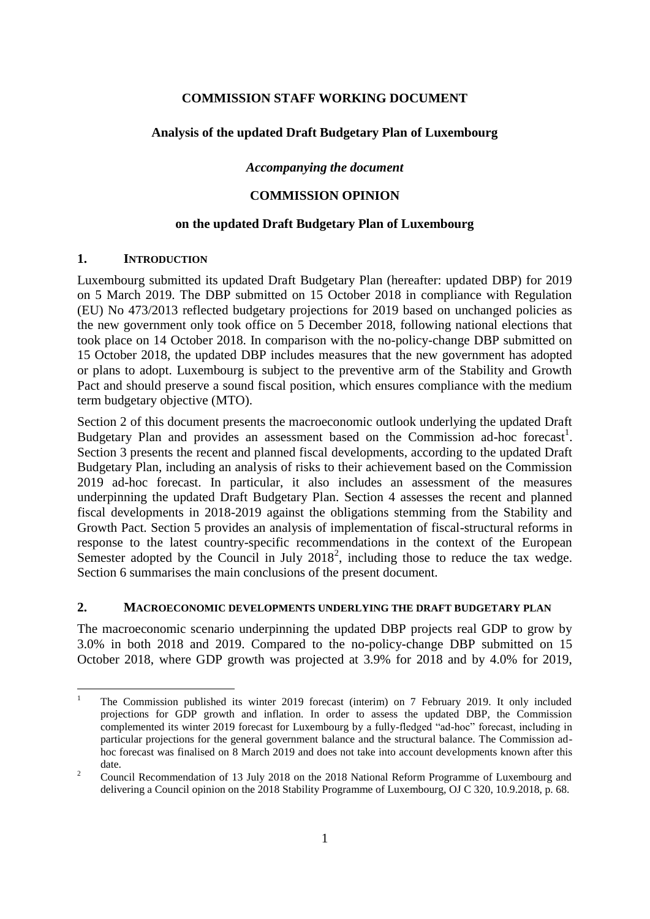**COMMISSION STAFF WORKING DOCUMENT**

**Analysis of the updated Draft Budgetary Plan of Luxembourg**

***Accompanying the document***

**COMMISSION OPINION**

**on the updated Draft Budgetary Plan of Luxembourg**

## 1. INTRODUCTION

Luxembourg submitted its updated Draft Budgetary Plan (hereafter: updated DBP) for 2019 on 5 March 2019. The DBP submitted on 15 October 2018 in compliance with Regulation (EU) No 473/2013 reflected budgetary projections for 2019 based on unchanged policies as the new government only took office on 5 December 2018, following national elections that took place on 14 October 2018. In comparison with the no-policy-change DBP submitted on 15 October 2018, the updated DBP includes measures that the new government has adopted or plans to adopt. Luxembourg is subject to the preventive arm of the Stability and Growth Pact and should preserve a sound fiscal position, which ensures compliance with the medium term budgetary objective (MTO).

Section 2 of this document presents the macroeconomic outlook underlying the updated Draft Budgetary Plan and provides an assessment based on the Commission ad-hoc forecast[1]. Section 3 presents the recent and planned fiscal developments, according to the updated Draft Budgetary Plan, including an analysis of risks to their achievement based on the Commission 2019 ad-hoc forecast. In particular, it also includes an assessment of the measures underpinning the updated Draft Budgetary Plan. Section 4 assesses the recent and planned fiscal developments in 2018-2019 against the obligations stemming from the Stability and Growth Pact. Section 5 provides an analysis of implementation of fiscal-structural reforms in response to the latest country-specific recommendations in the context of the European Semester adopted by the Council in July 2018[2], including those to reduce the tax wedge. Section 6 summarises the main conclusions of the present document.

## 2. MACROECONOMIC DEVELOPMENTS UNDERLYING THE DRAFT BUDGETARY PLAN

The macroeconomic scenario underpinning the updated DBP projects real GDP to grow by 3.0% in both 2018 and 2019. Compared to the no-policy-change DBP submitted on 15 October 2018, where GDP growth was projected at 3.9% for 2018 and by 4.0% for 2019,

---

[1] The Commission published its winter 2019 forecast (interim) on 7 February 2019. It only included projections for GDP growth and inflation. In order to assess the updated DBP, the Commission complemented its winter 2019 forecast for Luxembourg by a fully-fledged "ad-hoc" forecast, including in particular projections for the general government balance and the structural balance. The Commission ad-hoc forecast was finalised on 8 March 2019 and does not take into account developments known after this date.

[2] Council Recommendation of 13 July 2018 on the 2018 National Reform Programme of Luxembourg and delivering a Council opinion on the 2018 Stability Programme of Luxembourg, OJ C 320, 10.9.2018, p. 68.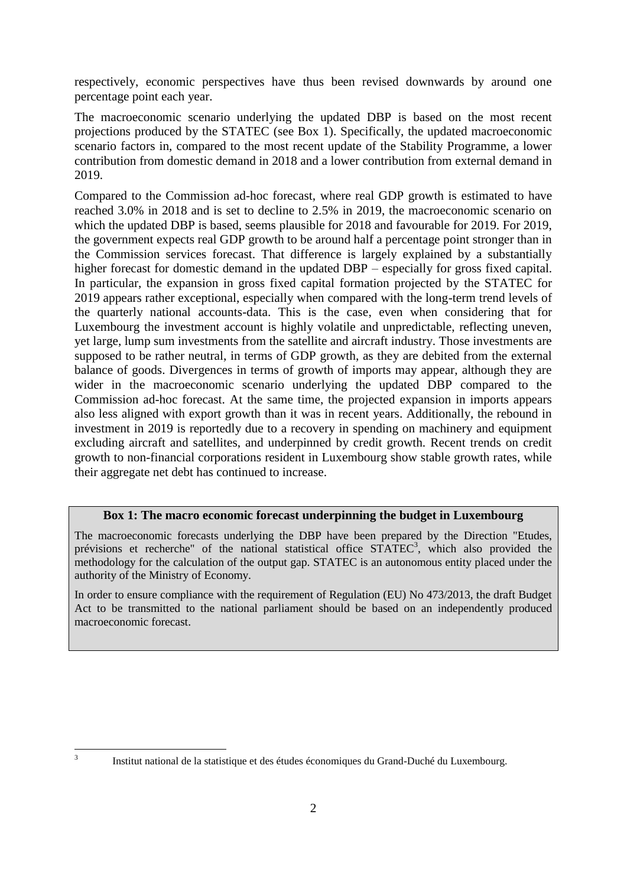respectively, economic perspectives have thus been revised downwards by around one percentage point each year.

The macroeconomic scenario underlying the updated DBP is based on the most recent projections produced by the STATEC (see Box 1). Specifically, the updated macroeconomic scenario factors in, compared to the most recent update of the Stability Programme, a lower contribution from domestic demand in 2018 and a lower contribution from external demand in 2019.

Compared to the Commission ad-hoc forecast, where real GDP growth is estimated to have reached 3.0% in 2018 and is set to decline to 2.5% in 2019, the macroeconomic scenario on which the updated DBP is based, seems plausible for 2018 and favourable for 2019. For 2019, the government expects real GDP growth to be around half a percentage point stronger than in the Commission services forecast. That difference is largely explained by a substantially higher forecast for domestic demand in the updated DBP – especially for gross fixed capital. In particular, the expansion in gross fixed capital formation projected by the STATEC for 2019 appears rather exceptional, especially when compared with the long-term trend levels of the quarterly national accounts-data. This is the case, even when considering that for Luxembourg the investment account is highly volatile and unpredictable, reflecting uneven, yet large, lump sum investments from the satellite and aircraft industry. Those investments are supposed to be rather neutral, in terms of GDP growth, as they are debited from the external balance of goods. Divergences in terms of growth of imports may appear, although they are wider in the macroeconomic scenario underlying the updated DBP compared to the Commission ad-hoc forecast. At the same time, the projected expansion in imports appears also less aligned with export growth than it was in recent years. Additionally, the rebound in investment in 2019 is reportedly due to a recovery in spending on machinery and equipment excluding aircraft and satellites, and underpinned by credit growth. Recent trends on credit growth to non-financial corporations resident in Luxembourg show stable growth rates, while their aggregate net debt has continued to increase.

**Box 1: The macro economic forecast underpinning the budget in Luxembourg**

The macroeconomic forecasts underlying the DBP have been prepared by the Direction "Etudes, prévisions et recherche" of the national statistical office STATEC[3], which also provided the methodology for the calculation of the output gap. STATEC is an autonomous entity placed under the authority of the Ministry of Economy.

In order to ensure compliance with the requirement of Regulation (EU) No 473/2013, the draft Budget Act to be transmitted to the national parliament should be based on an independently produced macroeconomic forecast.

[3] Institut national de la statistique et des études économiques du Grand-Duché du Luxembourg.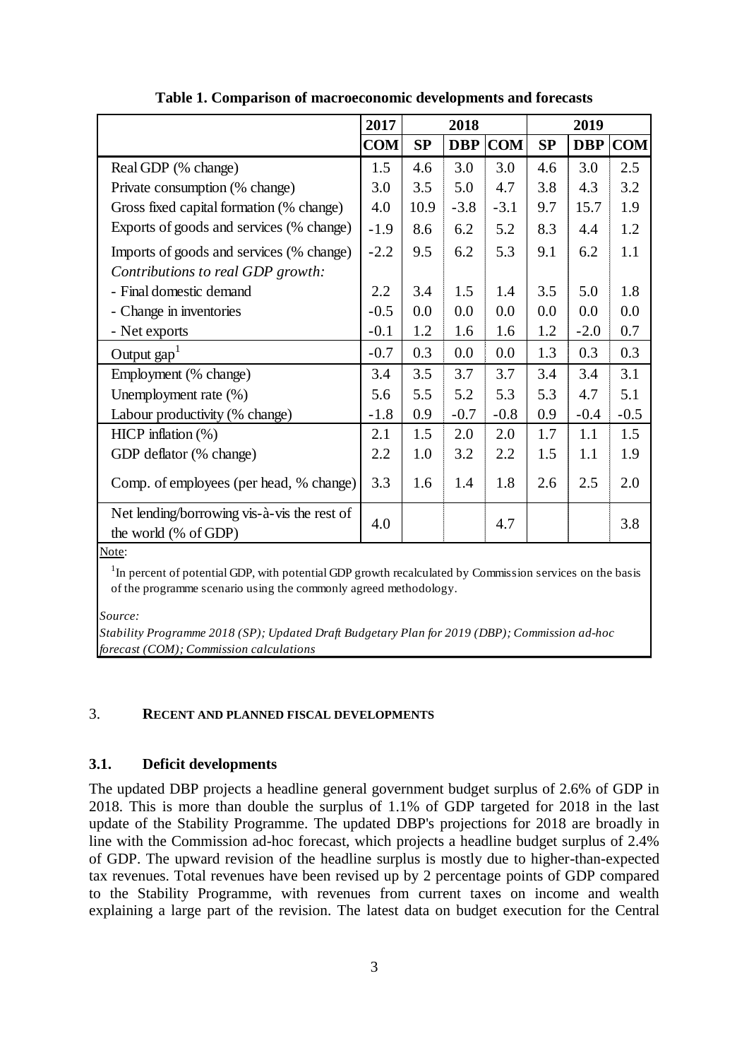**Table 1. Comparison of macroeconomic developments and forecasts**

| | 2017 | 2018 | | | 2019 | | |
|---|---|---|---|---|---|---|---|
| | COM | SP | DBP | COM | SP | DBP | COM |
| Real GDP (% change) | 1.5 | 4.6 | 3.0 | 3.0 | 4.6 | 3.0 | 2.5 |
| Private consumption (% change) | 3.0 | 3.5 | 5.0 | 4.7 | 3.8 | 4.3 | 3.2 |
| Gross fixed capital formation (% change) | 4.0 | 10.9 | -3.8 | -3.1 | 9.7 | 15.7 | 1.9 |
| Exports of goods and services (% change) | -1.9 | 8.6 | 6.2 | 5.2 | 8.3 | 4.4 | 1.2 |
| Imports of goods and services (% change) | -2.2 | 9.5 | 6.2 | 5.3 | 9.1 | 6.2 | 1.1 |
| *Contributions to real GDP growth:* | | | | | | | |
| - Final domestic demand | 2.2 | 3.4 | 1.5 | 1.4 | 3.5 | 5.0 | 1.8 |
| - Change in inventories | -0.5 | 0.0 | 0.0 | 0.0 | 0.0 | 0.0 | 0.0 |
| - Net exports | -0.1 | 1.2 | 1.6 | 1.6 | 1.2 | -2.0 | 0.7 |
| Output gap[1] | -0.7 | 0.3 | 0.0 | 0.0 | 1.3 | 0.3 | 0.3 |
| Employment (% change) | 3.4 | 3.5 | 3.7 | 3.7 | 3.4 | 3.4 | 3.1 |
| Unemployment rate (%) | 5.6 | 5.5 | 5.2 | 5.3 | 5.3 | 4.7 | 5.1 |
| Labour productivity (% change) | -1.8 | 0.9 | -0.7 | -0.8 | 0.9 | -0.4 | -0.5 |
| HICP inflation (%) | 2.1 | 1.5 | 2.0 | 2.0 | 1.7 | 1.1 | 1.5 |
| GDP deflator (% change) | 2.2 | 1.0 | 3.2 | 2.2 | 1.5 | 1.1 | 1.9 |
| Comp. of employees (per head, % change) | 3.3 | 1.6 | 1.4 | 1.8 | 2.6 | 2.5 | 2.0 |
| Net lending/borrowing vis-à-vis the rest of the world (% of GDP) | 4.0 | | | 4.7 | | | 3.8 |

Note:

[1]In percent of potential GDP, with potential GDP growth recalculated by Commission services on the basis of the programme scenario using the commonly agreed methodology.

*Source:*

*Stability Programme 2018 (SP); Updated Draft Budgetary Plan for 2019 (DBP); Commission ad-hoc forecast (COM); Commission calculations*

## 3. RECENT AND PLANNED FISCAL DEVELOPMENTS

### 3.1. Deficit developments

The updated DBP projects a headline general government budget surplus of 2.6% of GDP in 2018. This is more than double the surplus of 1.1% of GDP targeted for 2018 in the last update of the Stability Programme. The updated DBP's projections for 2018 are broadly in line with the Commission ad-hoc forecast, which projects a headline budget surplus of 2.4% of GDP. The upward revision of the headline surplus is mostly due to higher-than-expected tax revenues. Total revenues have been revised up by 2 percentage points of GDP compared to the Stability Programme, with revenues from current taxes on income and wealth explaining a large part of the revision. The latest data on budget execution for the Central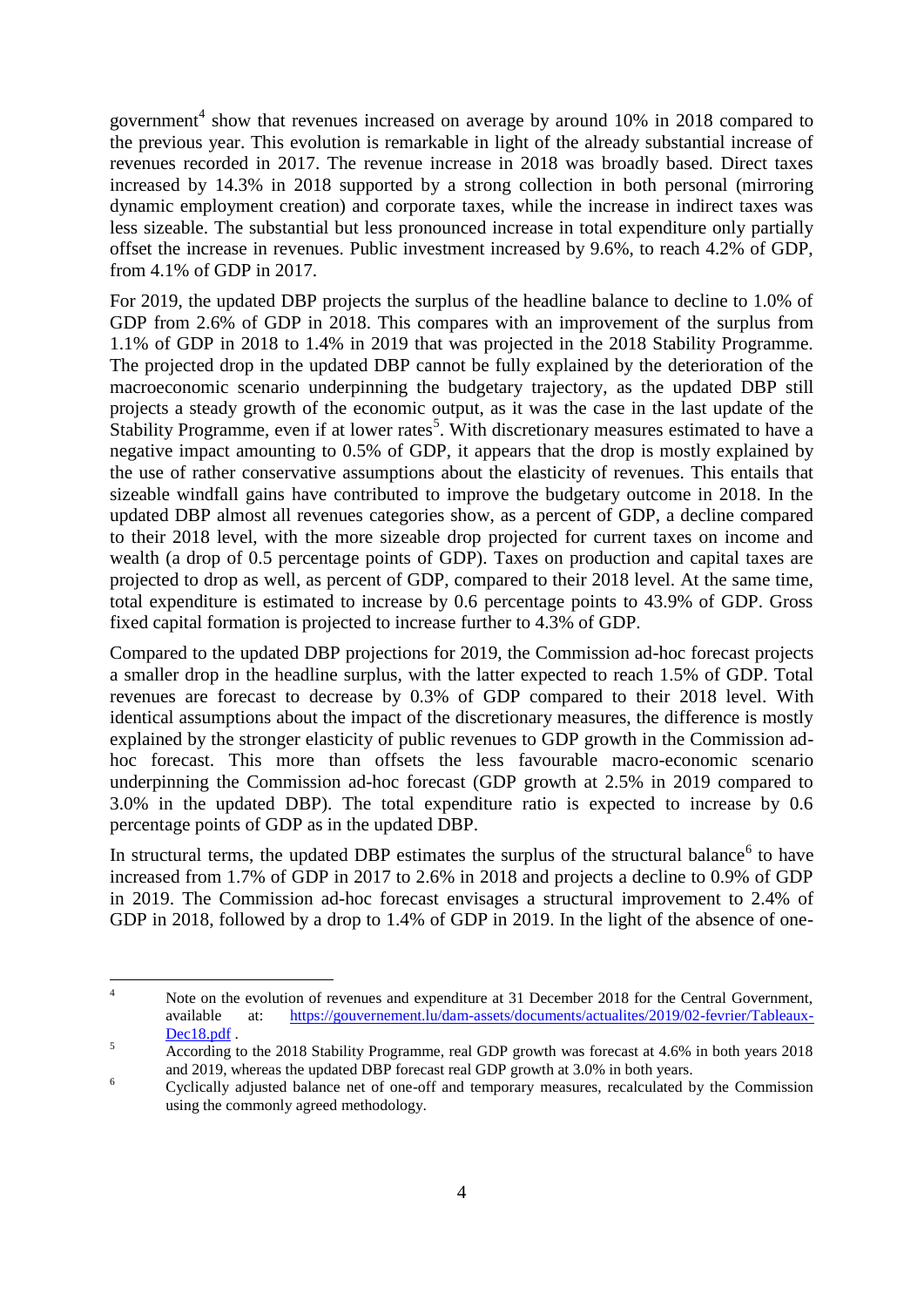government[4] show that revenues increased on average by around 10% in 2018 compared to the previous year. This evolution is remarkable in light of the already substantial increase of revenues recorded in 2017. The revenue increase in 2018 was broadly based. Direct taxes increased by 14.3% in 2018 supported by a strong collection in both personal (mirroring dynamic employment creation) and corporate taxes, while the increase in indirect taxes was less sizeable. The substantial but less pronounced increase in total expenditure only partially offset the increase in revenues. Public investment increased by 9.6%, to reach 4.2% of GDP, from 4.1% of GDP in 2017.

For 2019, the updated DBP projects the surplus of the headline balance to decline to 1.0% of GDP from 2.6% of GDP in 2018. This compares with an improvement of the surplus from 1.1% of GDP in 2018 to 1.4% in 2019 that was projected in the 2018 Stability Programme. The projected drop in the updated DBP cannot be fully explained by the deterioration of the macroeconomic scenario underpinning the budgetary trajectory, as the updated DBP still projects a steady growth of the economic output, as it was the case in the last update of the Stability Programme, even if at lower rates[5]. With discretionary measures estimated to have a negative impact amounting to 0.5% of GDP, it appears that the drop is mostly explained by the use of rather conservative assumptions about the elasticity of revenues. This entails that sizeable windfall gains have contributed to improve the budgetary outcome in 2018. In the updated DBP almost all revenues categories show, as a percent of GDP, a decline compared to their 2018 level, with the more sizeable drop projected for current taxes on income and wealth (a drop of 0.5 percentage points of GDP). Taxes on production and capital taxes are projected to drop as well, as percent of GDP, compared to their 2018 level. At the same time, total expenditure is estimated to increase by 0.6 percentage points to 43.9% of GDP. Gross fixed capital formation is projected to increase further to 4.3% of GDP.

Compared to the updated DBP projections for 2019, the Commission ad-hoc forecast projects a smaller drop in the headline surplus, with the latter expected to reach 1.5% of GDP. Total revenues are forecast to decrease by 0.3% of GDP compared to their 2018 level. With identical assumptions about the impact of the discretionary measures, the difference is mostly explained by the stronger elasticity of public revenues to GDP growth in the Commission ad-hoc forecast. This more than offsets the less favourable macro-economic scenario underpinning the Commission ad-hoc forecast (GDP growth at 2.5% in 2019 compared to 3.0% in the updated DBP). The total expenditure ratio is expected to increase by 0.6 percentage points of GDP as in the updated DBP.

In structural terms, the updated DBP estimates the surplus of the structural balance[6] to have increased from 1.7% of GDP in 2017 to 2.6% in 2018 and projects a decline to 0.9% of GDP in 2019. The Commission ad-hoc forecast envisages a structural improvement to 2.4% of GDP in 2018, followed by a drop to 1.4% of GDP in 2019. In the light of the absence of one-

---

[4] Note on the evolution of revenues and expenditure at 31 December 2018 for the Central Government, available at: https://gouvernement.lu/dam-assets/documents/actualites/2019/02-fevrier/Tableaux-Dec18.pdf .

[5] According to the 2018 Stability Programme, real GDP growth was forecast at 4.6% in both years 2018 and 2019, whereas the updated DBP forecast real GDP growth at 3.0% in both years.

[6] Cyclically adjusted balance net of one-off and temporary measures, recalculated by the Commission using the commonly agreed methodology.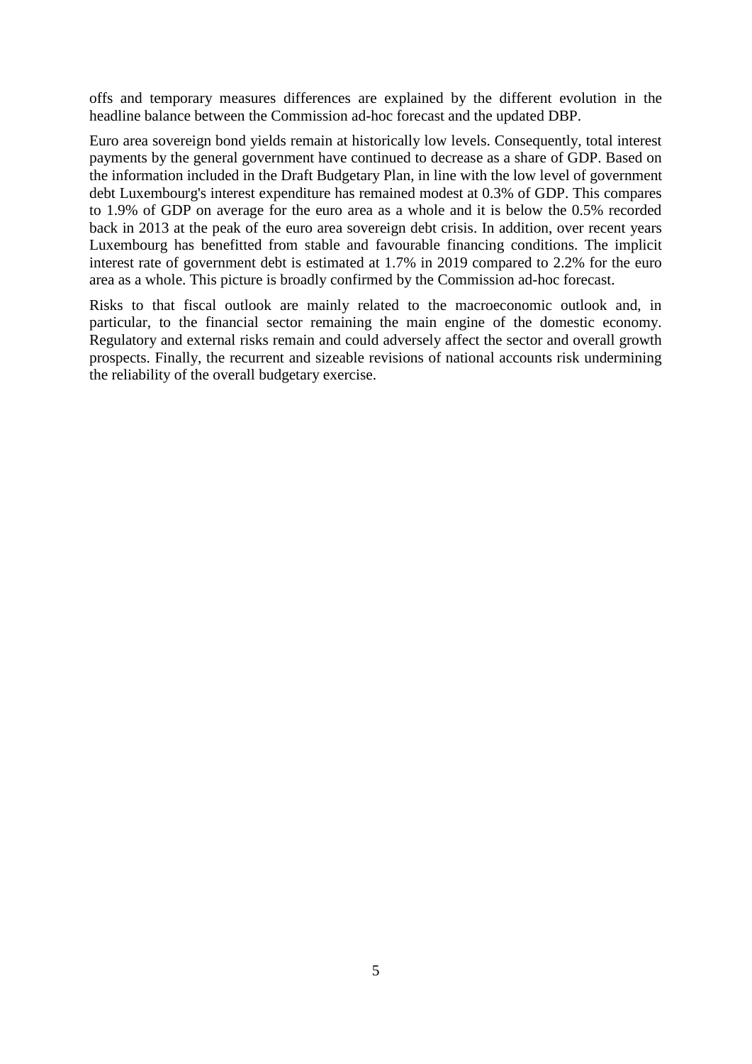offs and temporary measures differences are explained by the different evolution in the headline balance between the Commission ad-hoc forecast and the updated DBP.

Euro area sovereign bond yields remain at historically low levels. Consequently, total interest payments by the general government have continued to decrease as a share of GDP. Based on the information included in the Draft Budgetary Plan, in line with the low level of government debt Luxembourg's interest expenditure has remained modest at 0.3% of GDP. This compares to 1.9% of GDP on average for the euro area as a whole and it is below the 0.5% recorded back in 2013 at the peak of the euro area sovereign debt crisis. In addition, over recent years Luxembourg has benefitted from stable and favourable financing conditions. The implicit interest rate of government debt is estimated at 1.7% in 2019 compared to 2.2% for the euro area as a whole. This picture is broadly confirmed by the Commission ad-hoc forecast.

Risks to that fiscal outlook are mainly related to the macroeconomic outlook and, in particular, to the financial sector remaining the main engine of the domestic economy. Regulatory and external risks remain and could adversely affect the sector and overall growth prospects. Finally, the recurrent and sizeable revisions of national accounts risk undermining the reliability of the overall budgetary exercise.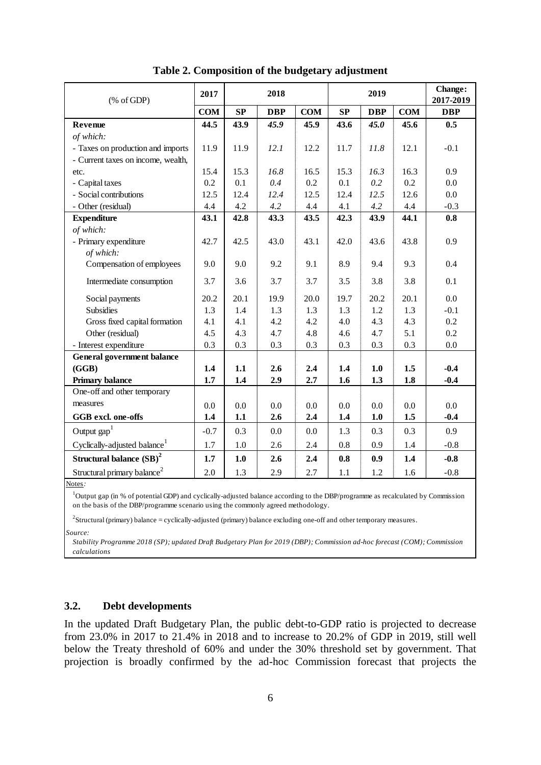**Table 2. Composition of the budgetary adjustment**

| (% of GDP) | 2017 | 2018 | | | 2019 | | | Change: 2017-2019 |
|---|---|---|---|---|---|---|---|---|
| | **COM** | **SP** | **DBP** | **COM** | **SP** | **DBP** | **COM** | **DBP** |
| **Revenue** | **44.5** | **43.9** | ***45.9*** | **45.9** | **43.6** | ***45.0*** | **45.6** | **0.5** |
| *of which:* | | | | | | | | |
| - Taxes on production and imports | 11.9 | 11.9 | *12.1* | 12.2 | 11.7 | *11.8* | 12.1 | -0.1 |
| - Current taxes on income, wealth, etc. | 15.4 | 15.3 | *16.8* | 16.5 | 15.3 | *16.3* | 16.3 | 0.9 |
| - Capital taxes | 0.2 | 0.1 | *0.4* | 0.2 | 0.1 | *0.2* | 0.2 | 0.0 |
| - Social contributions | 12.5 | 12.4 | *12.4* | 12.5 | 12.4 | *12.5* | 12.6 | 0.0 |
| - Other (residual) | 4.4 | 4.2 | *4.2* | 4.4 | 4.1 | *4.2* | 4.4 | -0.3 |
| **Expenditure** | **43.1** | **42.8** | **43.3** | **43.5** | **42.3** | **43.9** | **44.1** | **0.8** |
| *of which:* | | | | | | | | |
| - Primary expenditure | 42.7 | 42.5 | 43.0 | 43.1 | 42.0 | 43.6 | 43.8 | 0.9 |
| *of which:* | | | | | | | | |
| Compensation of employees | 9.0 | 9.0 | 9.2 | 9.1 | 8.9 | 9.4 | 9.3 | 0.4 |
| Intermediate consumption | 3.7 | 3.6 | 3.7 | 3.7 | 3.5 | 3.8 | 3.8 | 0.1 |
| Social payments | 20.2 | 20.1 | 19.9 | 20.0 | 19.7 | 20.2 | 20.1 | 0.0 |
| Subsidies | 1.3 | 1.4 | 1.3 | 1.3 | 1.3 | 1.2 | 1.3 | -0.1 |
| Gross fixed capital formation | 4.1 | 4.1 | 4.2 | 4.2 | 4.0 | 4.3 | 4.3 | 0.2 |
| Other (residual) | 4.5 | 4.3 | 4.7 | 4.8 | 4.6 | 4.7 | 5.1 | 0.2 |
| - Interest expenditure | 0.3 | 0.3 | 0.3 | 0.3 | 0.3 | 0.3 | 0.3 | 0.0 |
| **General government balance (GGB)** | **1.4** | **1.1** | **2.6** | **2.4** | **1.4** | **1.0** | **1.5** | **-0.4** |
| **Primary balance** | **1.7** | **1.4** | **2.9** | **2.7** | **1.6** | **1.3** | **1.8** | **-0.4** |
| One-off and other temporary measures | 0.0 | 0.0 | 0.0 | 0.0 | 0.0 | 0.0 | 0.0 | 0.0 |
| **GGB excl. one-offs** | **1.4** | **1.1** | **2.6** | **2.4** | **1.4** | **1.0** | **1.5** | **-0.4** |
| Output gap[1] | -0.7 | 0.3 | 0.0 | 0.0 | 1.3 | 0.3 | 0.3 | 0.9 |
| Cyclically-adjusted balance[1] | 1.7 | 1.0 | 2.6 | 2.4 | 0.8 | 0.9 | 1.4 | -0.8 |
| **Structural balance (SB)[2]** | **1.7** | **1.0** | **2.6** | **2.4** | **0.8** | **0.9** | **1.4** | **-0.8** |
| Structural primary balance[2] | 2.0 | 1.3 | 2.9 | 2.7 | 1.1 | 1.2 | 1.6 | -0.8 |

Notes:

[1]Output gap (in % of potential GDP) and cyclically-adjusted balance according to the DBP/programme as recalculated by Commission on the basis of the DBP/programme scenario using the commonly agreed methodology.

[2]Structural (primary) balance = cyclically-adjusted (primary) balance excluding one-off and other temporary measures.

*Source:*

*Stability Programme 2018 (SP); updated Draft Budgetary Plan for 2019 (DBP); Commission ad-hoc forecast (COM); Commission calculations*

### 3.2. Debt developments

In the updated Draft Budgetary Plan, the public debt-to-GDP ratio is projected to decrease from 23.0% in 2017 to 21.4% in 2018 and to increase to 20.2% of GDP in 2019, still well below the Treaty threshold of 60% and under the 30% threshold set by government. That projection is broadly confirmed by the ad-hoc Commission forecast that projects the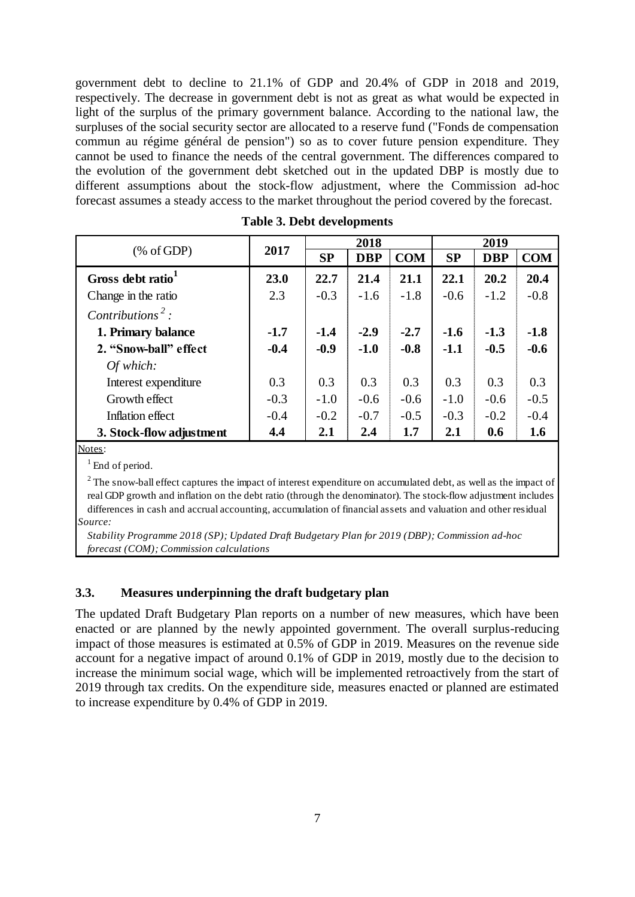government debt to decline to 21.1% of GDP and 20.4% of GDP in 2018 and 2019, respectively. The decrease in government debt is not as great as what would be expected in light of the surplus of the primary government balance. According to the national law, the surpluses of the social security sector are allocated to a reserve fund ("Fonds de compensation commun au régime général de pension") so as to cover future pension expenditure. They cannot be used to finance the needs of the central government. The differences compared to the evolution of the government debt sketched out in the updated DBP is mostly due to different assumptions about the stock-flow adjustment, where the Commission ad-hoc forecast assumes a steady access to the market throughout the period covered by the forecast.

**Table 3. Debt developments**

| (% of GDP) | 2017 | 2018 | | | 2019 | | |
|---|---|---|---|---|---|---|---|
| | | **SP** | **DBP** | **COM** | **SP** | **DBP** | **COM** |
| **Gross debt ratio[1]** | **23.0** | **22.7** | **21.4** | **21.1** | **22.1** | **20.2** | **20.4** |
| Change in the ratio | 2.3 | -0.3 | -1.6 | -1.8 | -0.6 | -1.2 | -0.8 |
| *Contributions[2]:* | | | | | | | |
| **1. Primary balance** | **-1.7** | **-1.4** | **-2.9** | **-2.7** | **-1.6** | **-1.3** | **-1.8** |
| **2. "Snow-ball" effect** | **-0.4** | **-0.9** | **-1.0** | **-0.8** | **-1.1** | **-0.5** | **-0.6** |
| *Of which:* | | | | | | | |
| Interest expenditure | 0.3 | 0.3 | 0.3 | 0.3 | 0.3 | 0.3 | 0.3 |
| Growth effect | -0.3 | -1.0 | -0.6 | -0.6 | -1.0 | -0.6 | -0.5 |
| Inflation effect | -0.4 | -0.2 | -0.7 | -0.5 | -0.3 | -0.2 | -0.4 |
| **3. Stock-flow adjustment** | **4.4** | **2.1** | **2.4** | **1.7** | **2.1** | **0.6** | **1.6** |

Notes:

[1] End of period.

[2] The snow-ball effect captures the impact of interest expenditure on accumulated debt, as well as the impact of real GDP growth and inflation on the debt ratio (through the denominator). The stock-flow adjustment includes differences in cash and accrual accounting, accumulation of financial assets and valuation and other residual

*Source:*

*Stability Programme 2018 (SP); Updated Draft Budgetary Plan for 2019 (DBP); Commission ad-hoc forecast (COM); Commission calculations*

### 3.3. Measures underpinning the draft budgetary plan

The updated Draft Budgetary Plan reports on a number of new measures, which have been enacted or are planned by the newly appointed government. The overall surplus-reducing impact of those measures is estimated at 0.5% of GDP in 2019. Measures on the revenue side account for a negative impact of around 0.1% of GDP in 2019, mostly due to the decision to increase the minimum social wage, which will be implemented retroactively from the start of 2019 through tax credits. On the expenditure side, measures enacted or planned are estimated to increase expenditure by 0.4% of GDP in 2019.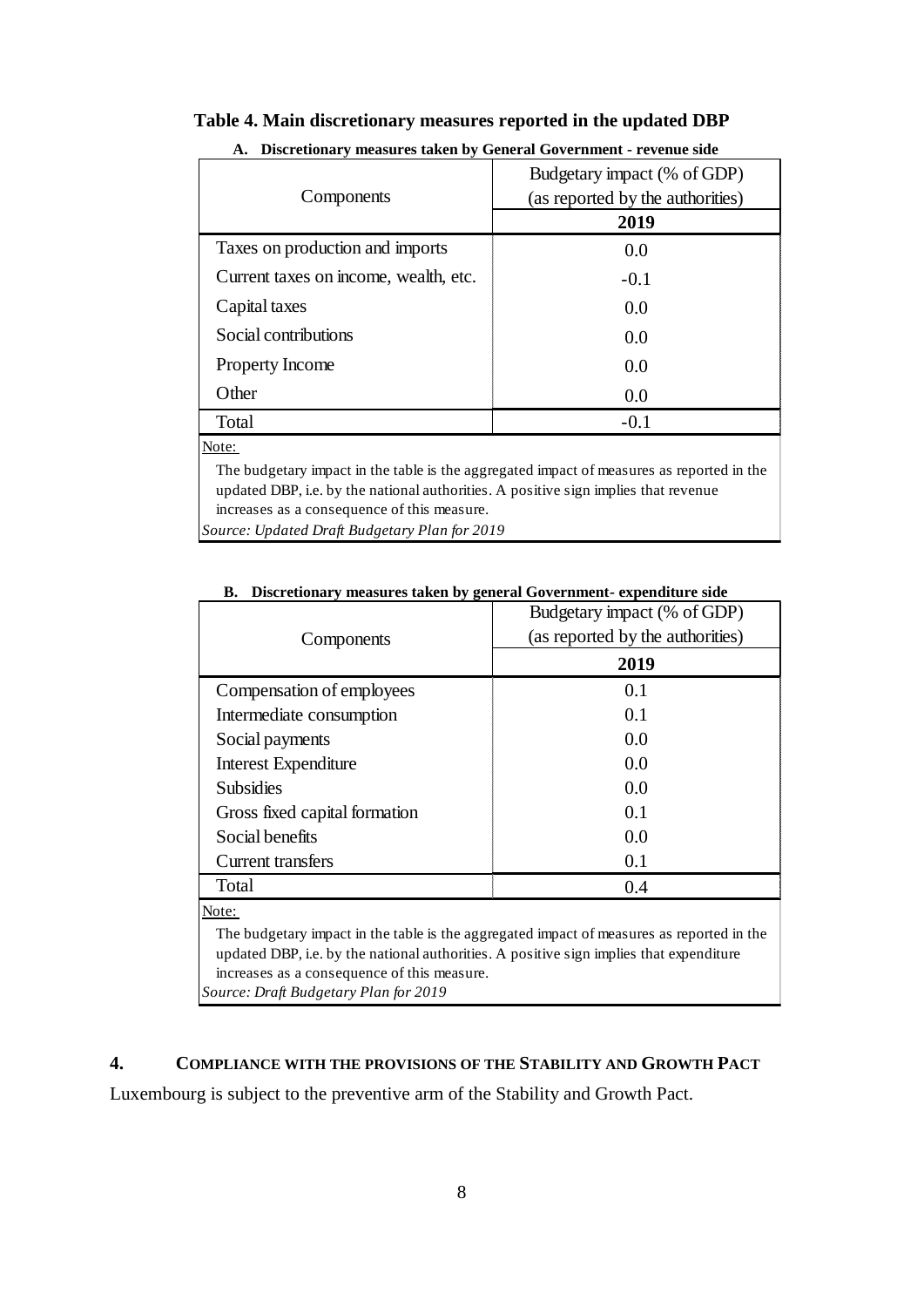**Table 4. Main discretionary measures reported in the updated DBP**

**A. Discretionary measures taken by General Government - revenue side**

| Components | Budgetary impact (% of GDP) (as reported by the authorities) |
|---|---|
| | **2019** |
| Taxes on production and imports | 0.0 |
| Current taxes on income, wealth, etc. | -0.1 |
| Capital taxes | 0.0 |
| Social contributions | 0.0 |
| Property Income | 0.0 |
| Other | 0.0 |
| Total | -0.1 |

Note:

The budgetary impact in the table is the aggregated impact of measures as reported in the updated DBP, i.e. by the national authorities. A positive sign implies that revenue increases as a consequence of this measure.

*Source: Updated Draft Budgetary Plan for 2019*

**B. Discretionary measures taken by general Government- expenditure side**

| Components | Budgetary impact (% of GDP) (as reported by the authorities) |
|---|---|
| | **2019** |
| Compensation of employees | 0.1 |
| Intermediate consumption | 0.1 |
| Social payments | 0.0 |
| Interest Expenditure | 0.0 |
| Subsidies | 0.0 |
| Gross fixed capital formation | 0.1 |
| Social benefits | 0.0 |
| Current transfers | 0.1 |
| Total | 0.4 |

Note:

The budgetary impact in the table is the aggregated impact of measures as reported in the updated DBP, i.e. by the national authorities. A positive sign implies that expenditure increases as a consequence of this measure.

*Source: Draft Budgetary Plan for 2019*

## 4. COMPLIANCE WITH THE PROVISIONS OF THE STABILITY AND GROWTH PACT

Luxembourg is subject to the preventive arm of the Stability and Growth Pact.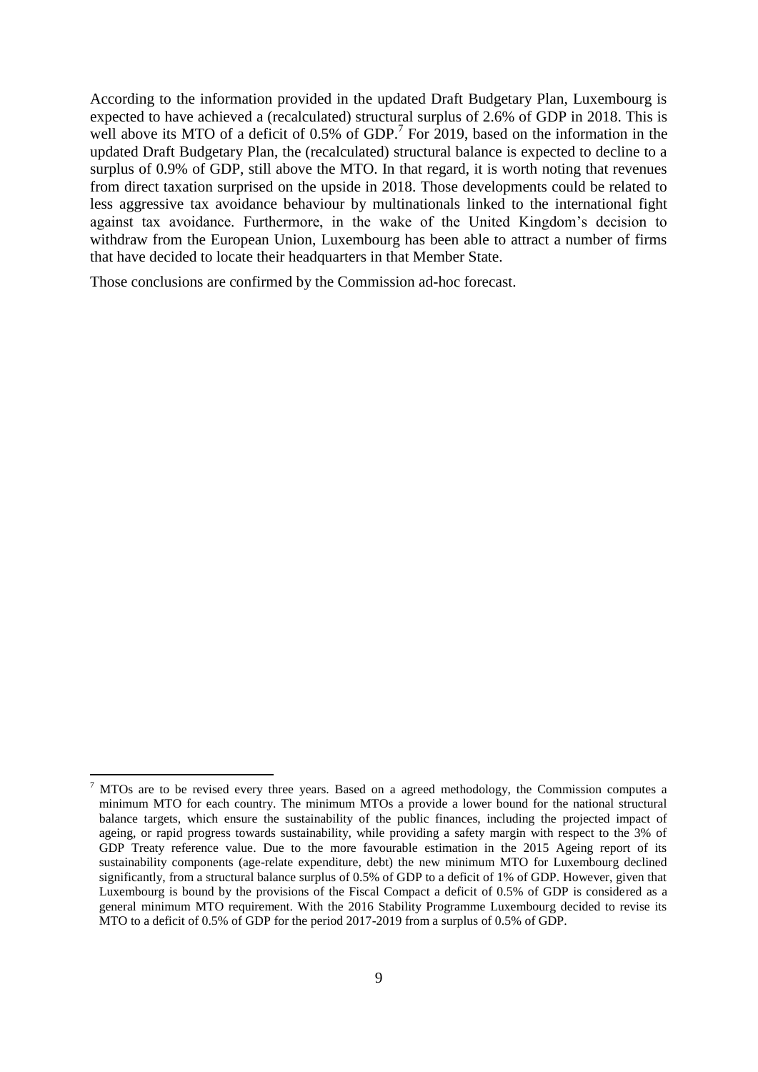According to the information provided in the updated Draft Budgetary Plan, Luxembourg is expected to have achieved a (recalculated) structural surplus of 2.6% of GDP in 2018. This is well above its MTO of a deficit of 0.5% of GDP.[7] For 2019, based on the information in the updated Draft Budgetary Plan, the (recalculated) structural balance is expected to decline to a surplus of 0.9% of GDP, still above the MTO. In that regard, it is worth noting that revenues from direct taxation surprised on the upside in 2018. Those developments could be related to less aggressive tax avoidance behaviour by multinationals linked to the international fight against tax avoidance. Furthermore, in the wake of the United Kingdom's decision to withdraw from the European Union, Luxembourg has been able to attract a number of firms that have decided to locate their headquarters in that Member State.

Those conclusions are confirmed by the Commission ad-hoc forecast.

---

[7] MTOs are to be revised every three years. Based on a agreed methodology, the Commission computes a minimum MTO for each country. The minimum MTOs a provide a lower bound for the national structural balance targets, which ensure the sustainability of the public finances, including the projected impact of ageing, or rapid progress towards sustainability, while providing a safety margin with respect to the 3% of GDP Treaty reference value. Due to the more favourable estimation in the 2015 Ageing report of its sustainability components (age-relate expenditure, debt) the new minimum MTO for Luxembourg declined significantly, from a structural balance surplus of 0.5% of GDP to a deficit of 1% of GDP. However, given that Luxembourg is bound by the provisions of the Fiscal Compact a deficit of 0.5% of GDP is considered as a general minimum MTO requirement. With the 2016 Stability Programme Luxembourg decided to revise its MTO to a deficit of 0.5% of GDP for the period 2017-2019 from a surplus of 0.5% of GDP.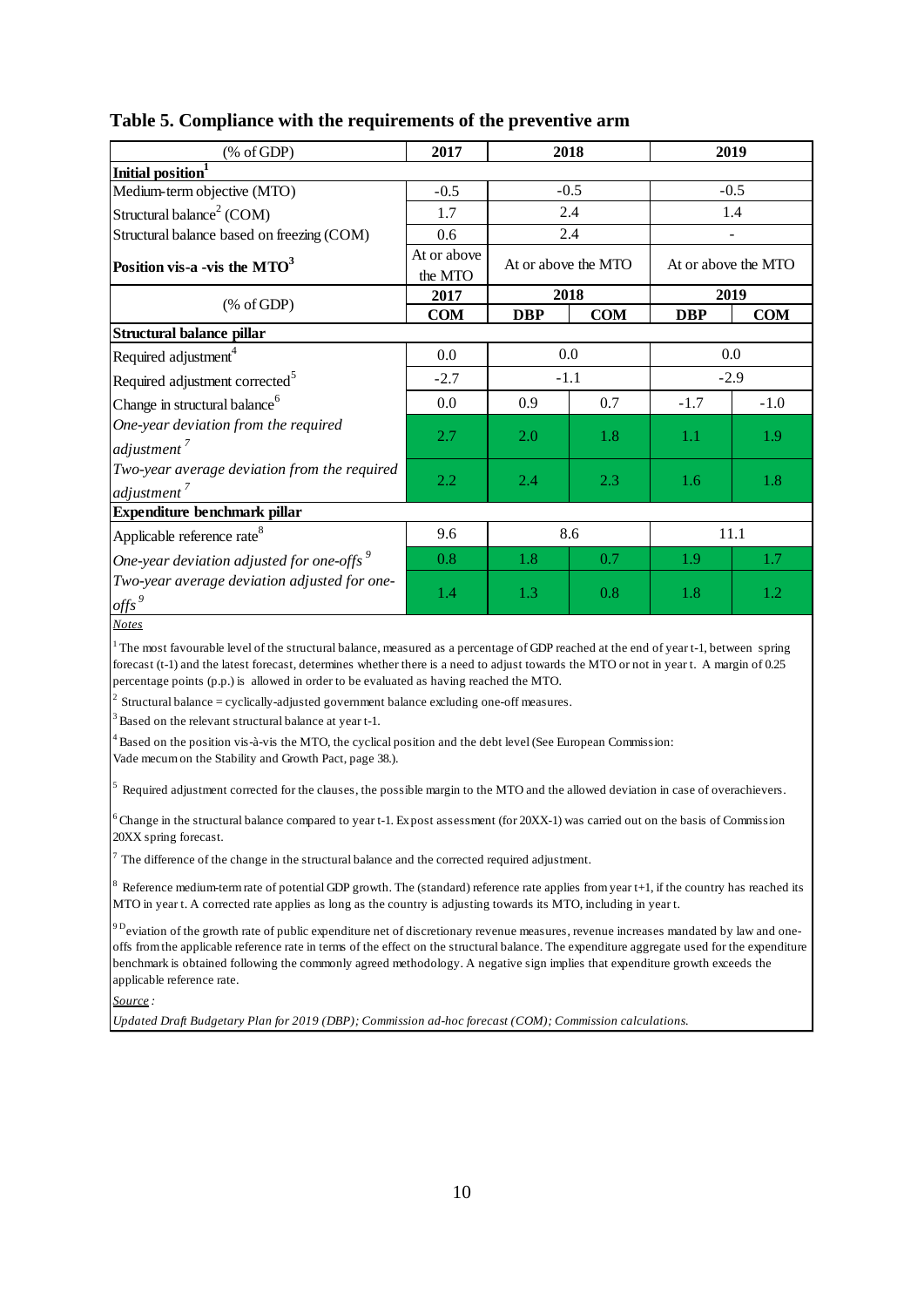## Table 5. Compliance with the requirements of the preventive arm

| (% of GDP) | 2017 | 2018 | | 2019 | |
|---|---|---|---|---|---|
| **Initial position[1]** | | | | | |
| Medium-term objective (MTO) | -0.5 | -0.5 | | -0.5 | |
| Structural balance[2] (COM) | 1.7 | 2.4 | | 1.4 | |
| Structural balance based on freezing (COM) | 0.6 | 2.4 | | - | |
| **Position vis-a -vis the MTO[3]** | At or above the MTO | At or above the MTO | | At or above the MTO | |
| (% of GDP) | **2017** | **2018** | | **2019** | |
| | **COM** | **DBP** | **COM** | **DBP** | **COM** |
| **Structural balance pillar** | | | | | |
| Required adjustment[4] | 0.0 | 0.0 | | 0.0 | |
| Required adjustment corrected[5] | -2.7 | -1.1 | | -2.9 | |
| Change in structural balance[6] | 0.0 | 0.9 | 0.7 | -1.7 | -1.0 |
| *One-year deviation from the required adjustment[7]* | 2.7 | 2.0 | 1.8 | 1.1 | 1.9 |
| *Two-year average deviation from the required adjustment[7]* | 2.2 | 2.4 | 2.3 | 1.6 | 1.8 |
| **Expenditure benchmark pillar** | | | | | |
| Applicable reference rate[8] | 9.6 | 8.6 | | 11.1 | |
| *One-year deviation adjusted for one-offs[9]* | 0.8 | 1.8 | 0.7 | 1.9 | 1.7 |
| *Two-year average deviation adjusted for one-offs[9]* | 1.4 | 1.3 | 0.8 | 1.8 | 1.2 |

*Notes*

[1] The most favourable level of the structural balance, measured as a percentage of GDP reached at the end of year t-1, between spring forecast (t-1) and the latest forecast, determines whether there is a need to adjust towards the MTO or not in year t. A margin of 0.25 percentage points (p.p.) is allowed in order to be evaluated as having reached the MTO.

[2] Structural balance = cyclically-adjusted government balance excluding one-off measures.

[3] Based on the relevant structural balance at year t-1.

[4] Based on the position vis-à-vis the MTO, the cyclical position and the debt level (See European Commission: Vade mecum on the Stability and Growth Pact, page 38.).

[5] Required adjustment corrected for the clauses, the possible margin to the MTO and the allowed deviation in case of overachievers.

[6] Change in the structural balance compared to year t-1. Ex post assessment (for 20XX-1) was carried out on the basis of Commission 20XX spring forecast.

[7] The difference of the change in the structural balance and the corrected required adjustment.

[8] Reference medium-term rate of potential GDP growth. The (standard) reference rate applies from year t+1, if the country has reached its MTO in year t. A corrected rate applies as long as the country is adjusting towards its MTO, including in year t.

[9] Deviation of the growth rate of public expenditure net of discretionary revenue measures, revenue increases mandated by law and one-offs from the applicable reference rate in terms of the effect on the structural balance. The expenditure aggregate used for the expenditure benchmark is obtained following the commonly agreed methodology. A negative sign implies that expenditure growth exceeds the applicable reference rate.

*Source :*

*Updated Draft Budgetary Plan for 2019 (DBP); Commission ad-hoc forecast (COM); Commission calculations.*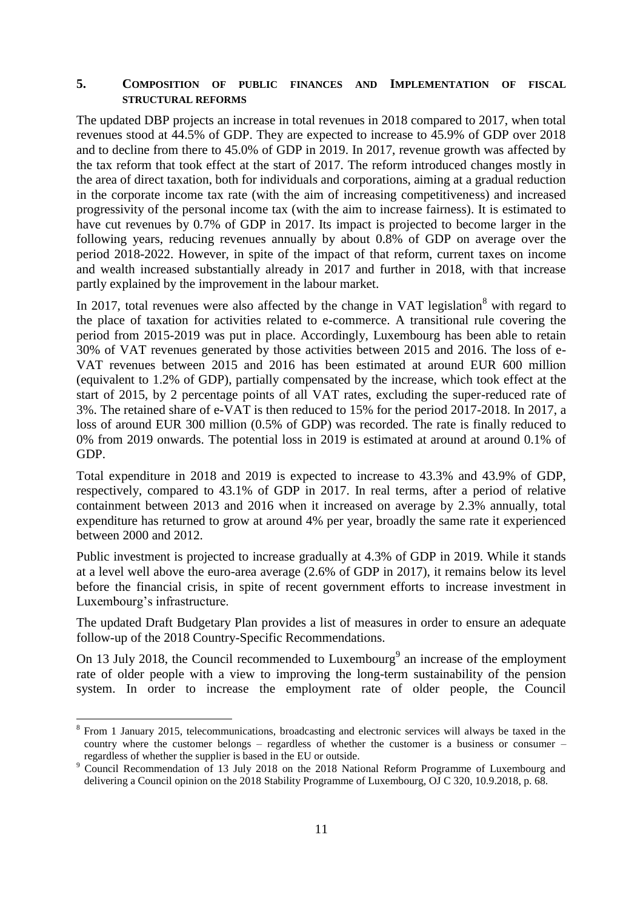## 5. COMPOSITION OF PUBLIC FINANCES AND IMPLEMENTATION OF FISCAL STRUCTURAL REFORMS

The updated DBP projects an increase in total revenues in 2018 compared to 2017, when total revenues stood at 44.5% of GDP. They are expected to increase to 45.9% of GDP over 2018 and to decline from there to 45.0% of GDP in 2019. In 2017, revenue growth was affected by the tax reform that took effect at the start of 2017. The reform introduced changes mostly in the area of direct taxation, both for individuals and corporations, aiming at a gradual reduction in the corporate income tax rate (with the aim of increasing competitiveness) and increased progressivity of the personal income tax (with the aim to increase fairness). It is estimated to have cut revenues by 0.7% of GDP in 2017. Its impact is projected to become larger in the following years, reducing revenues annually by about 0.8% of GDP on average over the period 2018-2022. However, in spite of the impact of that reform, current taxes on income and wealth increased substantially already in 2017 and further in 2018, with that increase partly explained by the improvement in the labour market.

In 2017, total revenues were also affected by the change in VAT legislation[8] with regard to the place of taxation for activities related to e-commerce. A transitional rule covering the period from 2015-2019 was put in place. Accordingly, Luxembourg has been able to retain 30% of VAT revenues generated by those activities between 2015 and 2016. The loss of e-VAT revenues between 2015 and 2016 has been estimated at around EUR 600 million (equivalent to 1.2% of GDP), partially compensated by the increase, which took effect at the start of 2015, by 2 percentage points of all VAT rates, excluding the super-reduced rate of 3%. The retained share of e-VAT is then reduced to 15% for the period 2017-2018. In 2017, a loss of around EUR 300 million (0.5% of GDP) was recorded. The rate is finally reduced to 0% from 2019 onwards. The potential loss in 2019 is estimated at around at around 0.1% of GDP.

Total expenditure in 2018 and 2019 is expected to increase to 43.3% and 43.9% of GDP, respectively, compared to 43.1% of GDP in 2017. In real terms, after a period of relative containment between 2013 and 2016 when it increased on average by 2.3% annually, total expenditure has returned to grow at around 4% per year, broadly the same rate it experienced between 2000 and 2012.

Public investment is projected to increase gradually at 4.3% of GDP in 2019. While it stands at a level well above the euro-area average (2.6% of GDP in 2017), it remains below its level before the financial crisis, in spite of recent government efforts to increase investment in Luxembourg's infrastructure.

The updated Draft Budgetary Plan provides a list of measures in order to ensure an adequate follow-up of the 2018 Country-Specific Recommendations.

On 13 July 2018, the Council recommended to Luxembourg[9] an increase of the employment rate of older people with a view to improving the long-term sustainability of the pension system. In order to increase the employment rate of older people, the Council

---

[8] From 1 January 2015, telecommunications, broadcasting and electronic services will always be taxed in the country where the customer belongs – regardless of whether the customer is a business or consumer – regardless of whether the supplier is based in the EU or outside.

[9] Council Recommendation of 13 July 2018 on the 2018 National Reform Programme of Luxembourg and delivering a Council opinion on the 2018 Stability Programme of Luxembourg, OJ C 320, 10.9.2018, p. 68.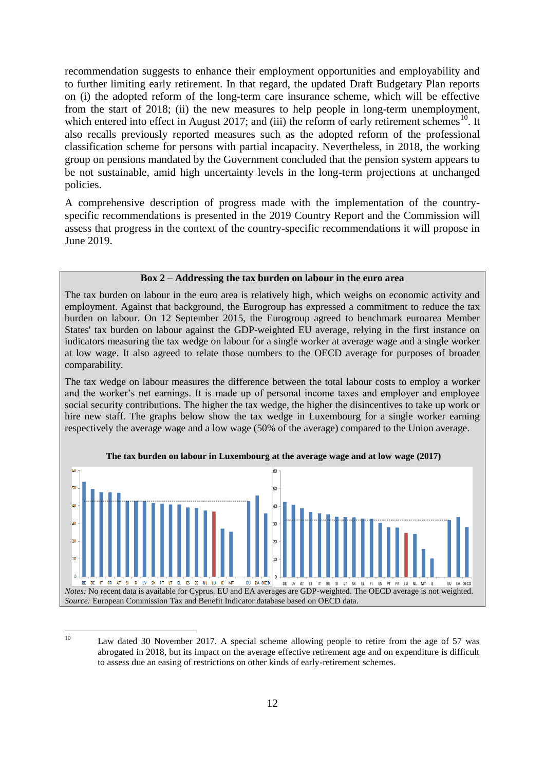recommendation suggests to enhance their employment opportunities and employability and to further limiting early retirement. In that regard, the updated Draft Budgetary Plan reports on (i) the adopted reform of the long-term care insurance scheme, which will be effective from the start of 2018; (ii) the new measures to help people in long-term unemployment, which entered into effect in August 2017; and (iii) the reform of early retirement schemes[10]. It also recalls previously reported measures such as the adopted reform of the professional classification scheme for persons with partial incapacity. Nevertheless, in 2018, the working group on pensions mandated by the Government concluded that the pension system appears to be not sustainable, amid high uncertainty levels in the long-term projections at unchanged policies.

A comprehensive description of progress made with the implementation of the country-specific recommendations is presented in the 2019 Country Report and the Commission will assess that progress in the context of the country-specific recommendations it will propose in June 2019.

**Box 2 – Addressing the tax burden on labour in the euro area**

The tax burden on labour in the euro area is relatively high, which weighs on economic activity and employment. Against that background, the Eurogroup has expressed a commitment to reduce the tax burden on labour. On 12 September 2015, the Eurogroup agreed to benchmark euroarea Member States' tax burden on labour against the GDP-weighted EU average, relying in the first instance on indicators measuring the tax wedge on labour for a single worker at average wage and a single worker at low wage. It also agreed to relate those numbers to the OECD average for purposes of broader comparability.

The tax wedge on labour measures the difference between the total labour costs to employ a worker and the worker's net earnings. It is made up of personal income taxes and employer and employee social security contributions. The higher the tax wedge, the higher the disincentives to take up work or hire new staff. The graphs below show the tax wedge in Luxembourg for a single worker earning respectively the average wage and a low wage (50% of the average) compared to the Union average.

**The tax burden on labour in Luxembourg at the average wage and at low wage (2017)**

*Notes:* No recent data is available for Cyprus. EU and EA averages are GDP-weighted. The OECD average is not weighted.
*Source:* European Commission Tax and Benefit Indicator database based on OECD data.

[10] Law dated 30 November 2017. A special scheme allowing people to retire from the age of 57 was abrogated in 2018, but its impact on the average effective retirement age and on expenditure is difficult to assess due an easing of restrictions on other kinds of early-retirement schemes.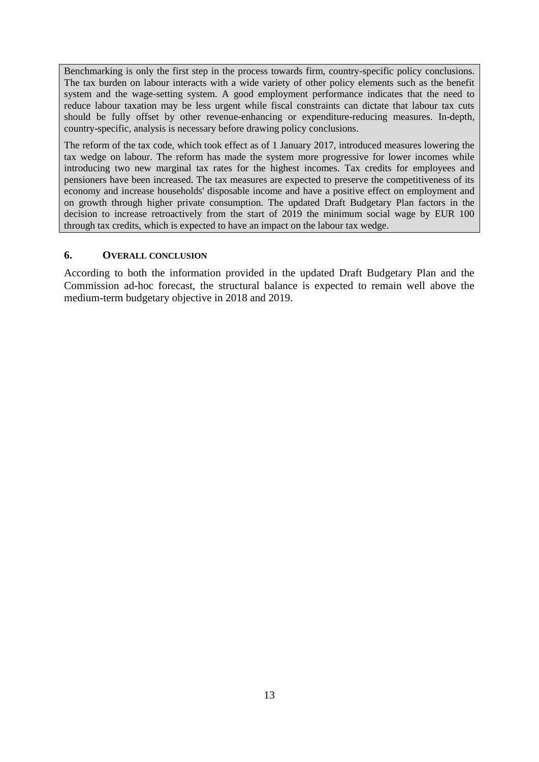Benchmarking is only the first step in the process towards firm, country-specific policy conclusions. The tax burden on labour interacts with a wide variety of other policy elements such as the benefit system and the wage-setting system. A good employment performance indicates that the need to reduce labour taxation may be less urgent while fiscal constraints can dictate that labour tax cuts should be fully offset by other revenue-enhancing or expenditure-reducing measures. In-depth, country-specific, analysis is necessary before drawing policy conclusions.

The reform of the tax code, which took effect as of 1 January 2017, introduced measures lowering the tax wedge on labour. The reform has made the system more progressive for lower incomes while introducing two new marginal tax rates for the highest incomes. Tax credits for employees and pensioners have been increased. The tax measures are expected to preserve the competitiveness of its economy and increase households' disposable income and have a positive effect on employment and on growth through higher private consumption. The updated Draft Budgetary Plan factors in the decision to increase retroactively from the start of 2019 the minimum social wage by EUR 100 through tax credits, which is expected to have an impact on the labour tax wedge.

## 6. OVERALL CONCLUSION

According to both the information provided in the updated Draft Budgetary Plan and the Commission ad-hoc forecast, the structural balance is expected to remain well above the medium-term budgetary objective in 2018 and 2019.